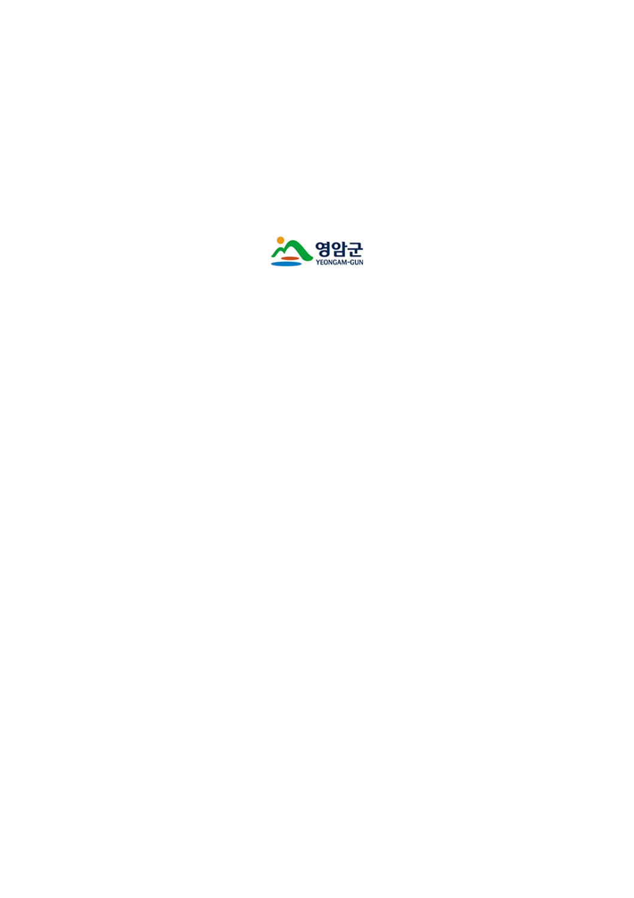영암군

YEONGAM-GUN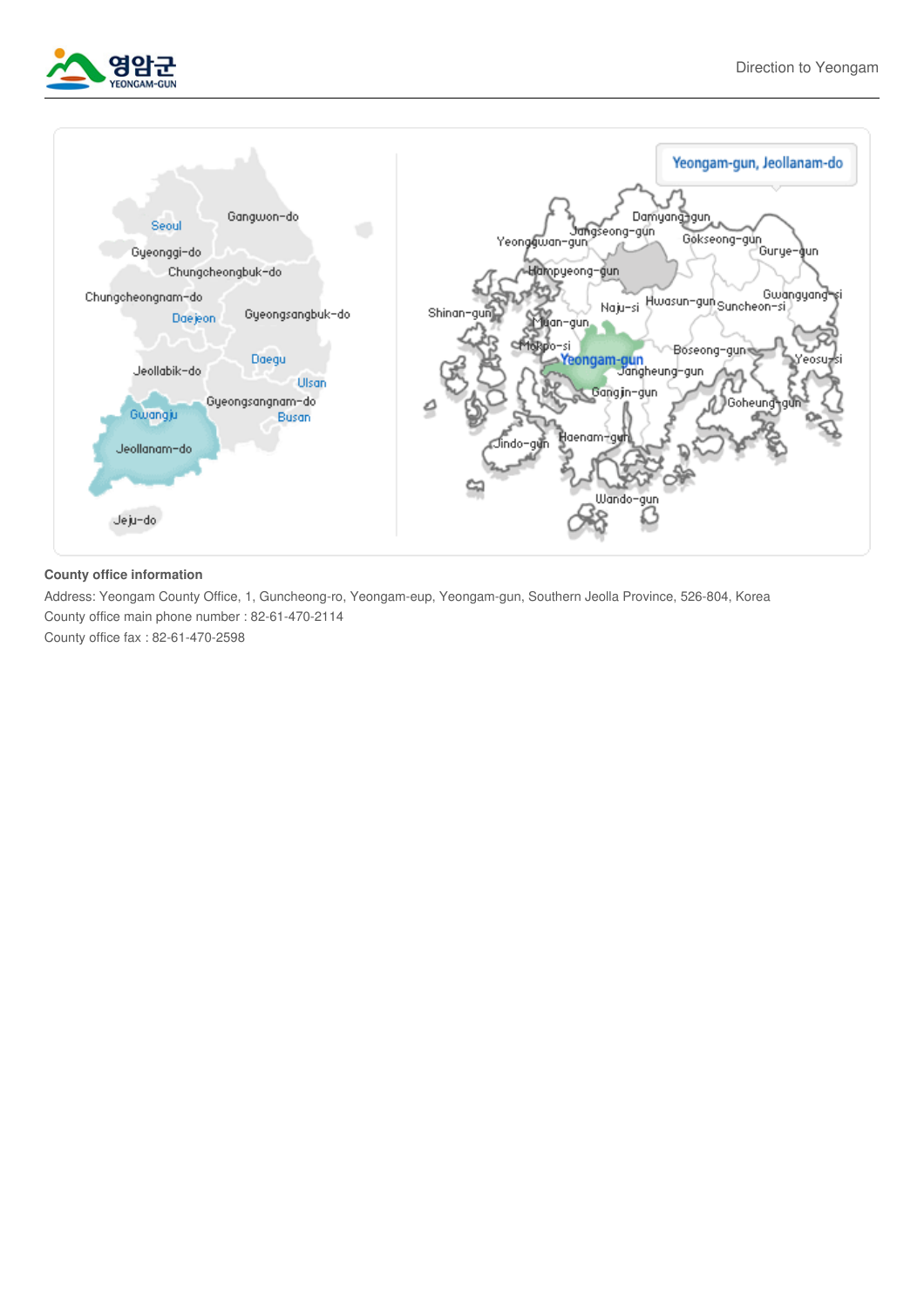**County office information**

Address: Yeongam County Office, 1, Guncheong-ro, Yeongam-eup, Yeongam-gun, Southern Jeolla Province, 526-804, Korea

County office main phone number : 82-61-470-2114

County office fax : 82-61-470-2598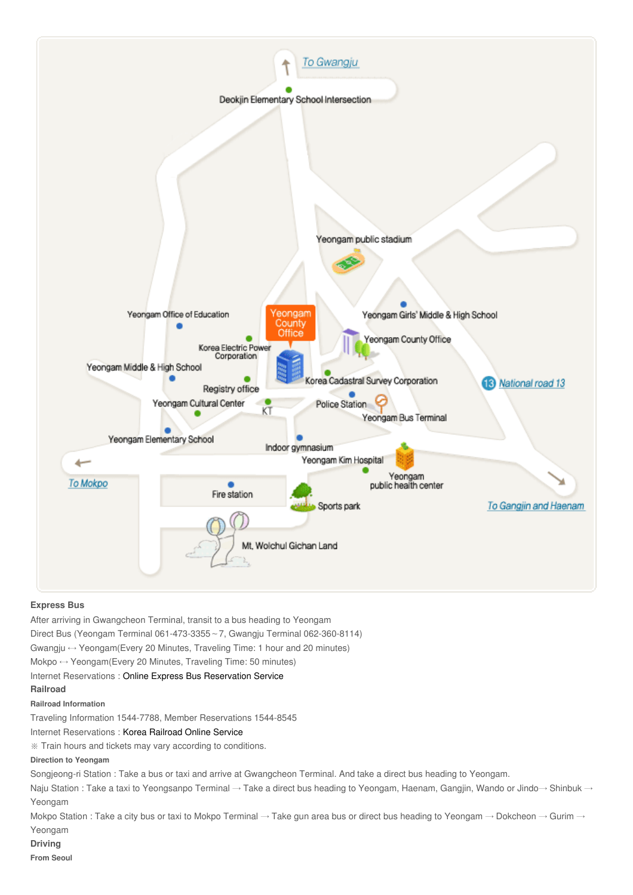**Express Bus**

After arriving in Gwangcheon Terminal, transit to a bus heading to Yeongam

Direct Bus (Yeongam Terminal 061-473-3355~7, Gwangju Terminal 062-360-8114)

Gwangju ↔ Yeongam(Every 20 Minutes, Traveling Time: 1 hour and 20 minutes)

Mokpo ↔ Yeongam(Every 20 Minutes, Traveling Time: 50 minutes)

Internet Reservations : Online Express Bus Reservation Service

**Railroad**

**Railroad Information**

Traveling Information 1544-7788, Member Reservations 1544-8545

Internet Reservations : Korea Railroad Online Service

※ Train hours and tickets may vary according to conditions.

**Direction to Yeongam**

Songjeong-ri Station : Take a bus or taxi and arrive at Gwangcheon Terminal. And take a direct bus heading to Yeongam.

Naju Station : Take a taxi to Yeongsanpo Terminal → Take a direct bus heading to Yeongam, Haenam, Gangjin, Wando or Jindo→ Shinbuk → Yeongam

Mokpo Station : Take a city bus or taxi to Mokpo Terminal → Take gun area bus or direct bus heading to Yeongam → Dokcheon → Gurim → Yeongam

**Driving**

**From Seoul**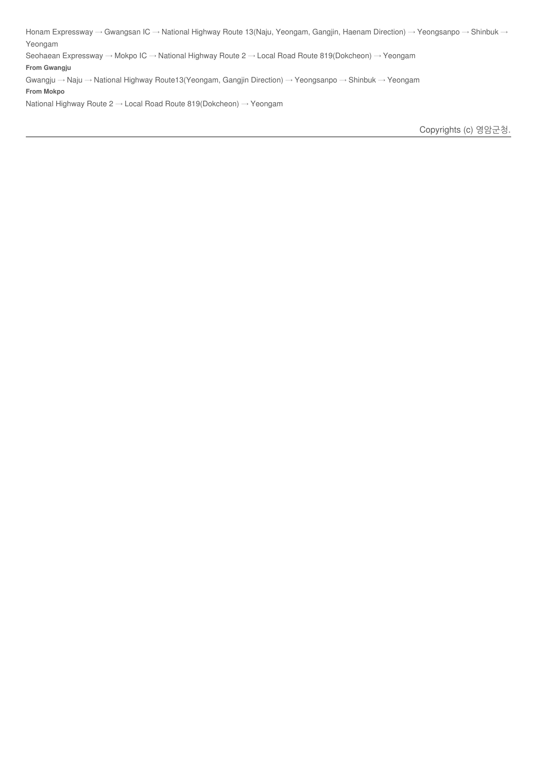Honam Expressway → Gwangsan IC → National Highway Route 13(Naju, Yeongam, Gangjin, Haenam Direction) → Yeongsanpo → Shinbuk → Yeongam

Seohaean Expressway → Mokpo IC → National Highway Route 2 → Local Road Route 819(Dokcheon) → Yeongam

**From Gwangju**

Gwangju → Naju → National Highway Route13(Yeongam, Gangjin Direction) → Yeongsanpo → Shinbuk → Yeongam

**From Mokpo**

National Highway Route 2 → Local Road Route 819(Dokcheon) → Yeongam

Copyrights (c) 영암군청.